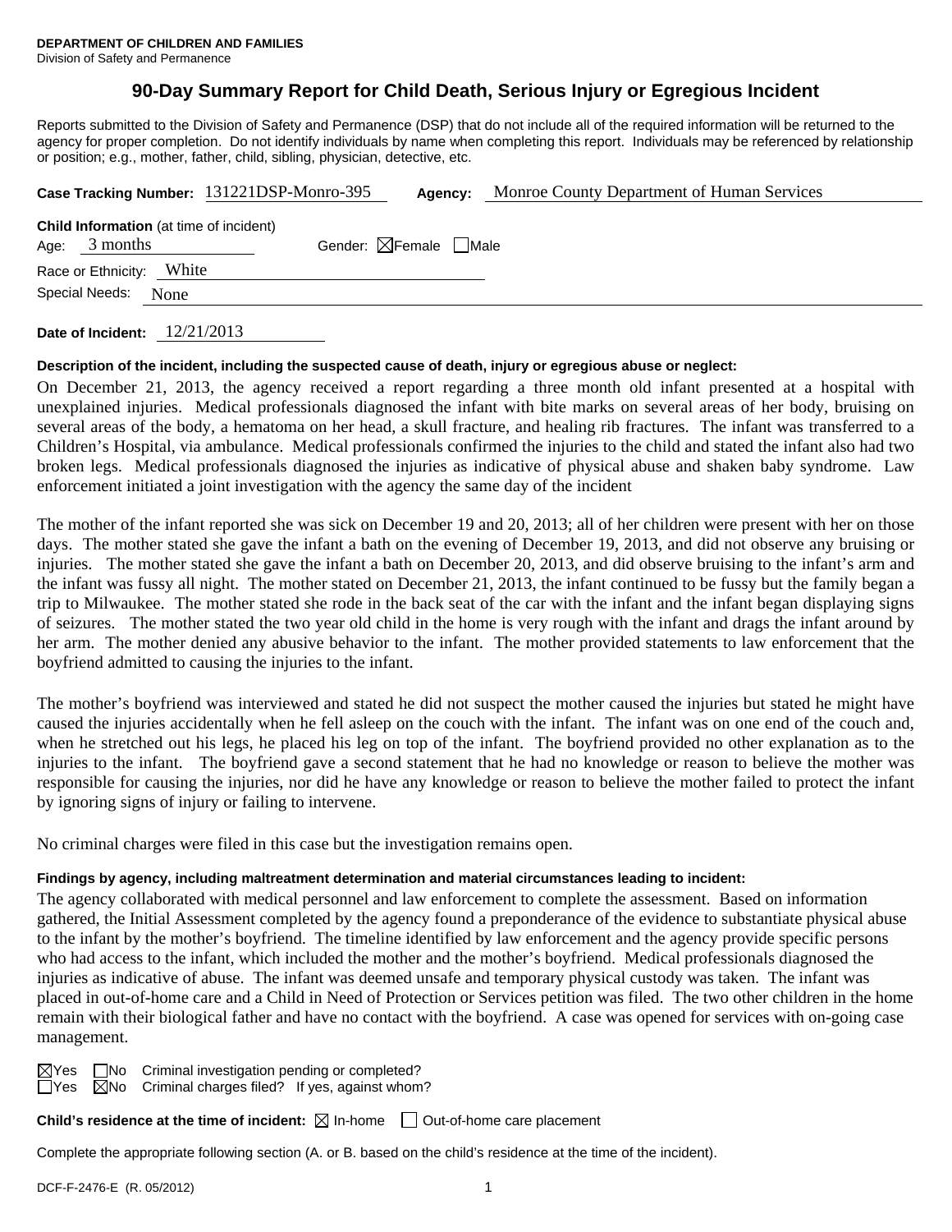**DEPARTMENT OF CHILDREN AND FAMILIES**
Division of Safety and Permanence

# 90-Day Summary Report for Child Death, Serious Injury or Egregious Incident

Reports submitted to the Division of Safety and Permanence (DSP) that do not include all of the required information will be returned to the agency for proper completion. Do not identify individuals by name when completing this report. Individuals may be referenced by relationship or position; e.g., mother, father, child, sibling, physician, detective, etc.

**Case Tracking Number:** 131221DSP-Monro-395 **Agency:** Monroe County Department of Human Services

**Child Information** (at time of incident)
Age: 3 months Gender: ☒Female ☐Male
Race or Ethnicity: White
Special Needs: None

**Date of Incident:** 12/21/2013

**Description of the incident, including the suspected cause of death, injury or egregious abuse or neglect:**

On December 21, 2013, the agency received a report regarding a three month old infant presented at a hospital with unexplained injuries. Medical professionals diagnosed the infant with bite marks on several areas of her body, bruising on several areas of the body, a hematoma on her head, a skull fracture, and healing rib fractures. The infant was transferred to a Children's Hospital, via ambulance. Medical professionals confirmed the injuries to the child and stated the infant also had two broken legs. Medical professionals diagnosed the injuries as indicative of physical abuse and shaken baby syndrome. Law enforcement initiated a joint investigation with the agency the same day of the incident

The mother of the infant reported she was sick on December 19 and 20, 2013; all of her children were present with her on those days. The mother stated she gave the infant a bath on the evening of December 19, 2013, and did not observe any bruising or injuries. The mother stated she gave the infant a bath on December 20, 2013, and did observe bruising to the infant's arm and the infant was fussy all night. The mother stated on December 21, 2013, the infant continued to be fussy but the family began a trip to Milwaukee. The mother stated she rode in the back seat of the car with the infant and the infant began displaying signs of seizures. The mother stated the two year old child in the home is very rough with the infant and drags the infant around by her arm. The mother denied any abusive behavior to the infant. The mother provided statements to law enforcement that the boyfriend admitted to causing the injuries to the infant.

The mother's boyfriend was interviewed and stated he did not suspect the mother caused the injuries but stated he might have caused the injuries accidentally when he fell asleep on the couch with the infant. The infant was on one end of the couch and, when he stretched out his legs, he placed his leg on top of the infant. The boyfriend provided no other explanation as to the injuries to the infant. The boyfriend gave a second statement that he had no knowledge or reason to believe the mother was responsible for causing the injuries, nor did he have any knowledge or reason to believe the mother failed to protect the infant by ignoring signs of injury or failing to intervene.

No criminal charges were filed in this case but the investigation remains open.

**Findings by agency, including maltreatment determination and material circumstances leading to incident:**

The agency collaborated with medical personnel and law enforcement to complete the assessment. Based on information gathered, the Initial Assessment completed by the agency found a preponderance of the evidence to substantiate physical abuse to the infant by the mother's boyfriend. The timeline identified by law enforcement and the agency provide specific persons who had access to the infant, which included the mother and the mother's boyfriend. Medical professionals diagnosed the injuries as indicative of abuse. The infant was deemed unsafe and temporary physical custody was taken. The infant was placed in out-of-home care and a Child in Need of Protection or Services petition was filed. The two other children in the home remain with their biological father and have no contact with the boyfriend. A case was opened for services with on-going case management.

☒Yes ☐No Criminal investigation pending or completed?
☐Yes ☒No Criminal charges filed? If yes, against whom?

**Child's residence at the time of incident:** ☒ In-home ☐ Out-of-home care placement

Complete the appropriate following section (A. or B. based on the child's residence at the time of the incident).

DCF-F-2476-E (R. 05/2012)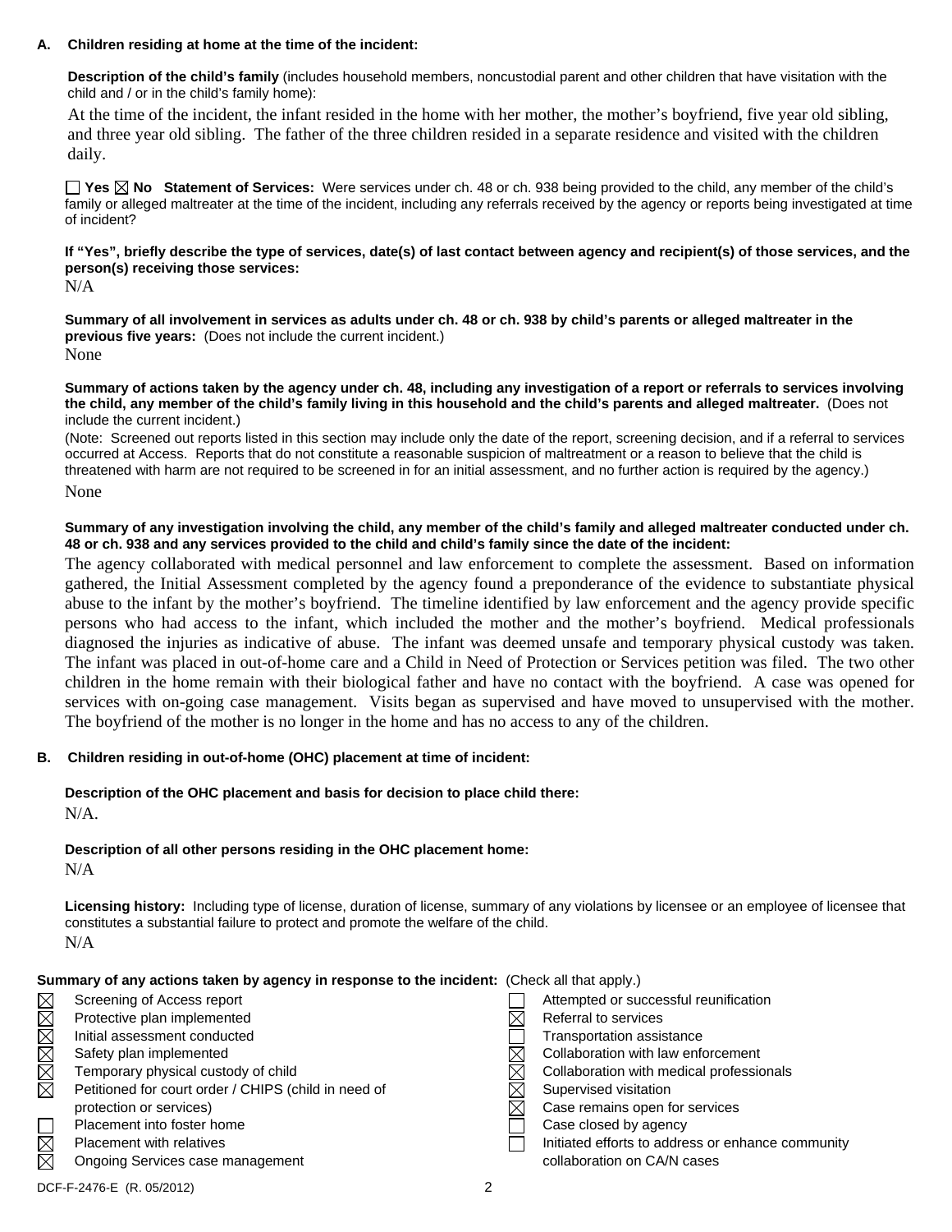**A. Children residing at home at the time of the incident:**

**Description of the child's family** (includes household members, noncustodial parent and other children that have visitation with the child and / or in the child's family home):

At the time of the incident, the infant resided in the home with her mother, the mother's boyfriend, five year old sibling, and three year old sibling. The father of the three children resided in a separate residence and visited with the children daily.

☐ Yes ☒ No **Statement of Services:** Were services under ch. 48 or ch. 938 being provided to the child, any member of the child's family or alleged maltreater at the time of the incident, including any referrals received by the agency or reports being investigated at time of incident?

**If "Yes", briefly describe the type of services, date(s) of last contact between agency and recipient(s) of those services, and the person(s) receiving those services:**

N/A

**Summary of all involvement in services as adults under ch. 48 or ch. 938 by child's parents or alleged maltreater in the previous five years:** (Does not include the current incident.)

None

**Summary of actions taken by the agency under ch. 48, including any investigation of a report or referrals to services involving the child, any member of the child's family living in this household and the child's parents and alleged maltreater.** (Does not include the current incident.)

(Note: Screened out reports listed in this section may include only the date of the report, screening decision, and if a referral to services occurred at Access. Reports that do not constitute a reasonable suspicion of maltreatment or a reason to believe that the child is threatened with harm are not required to be screened in for an initial assessment, and no further action is required by the agency.)

None

**Summary of any investigation involving the child, any member of the child's family and alleged maltreater conducted under ch. 48 or ch. 938 and any services provided to the child and child's family since the date of the incident:**

The agency collaborated with medical personnel and law enforcement to complete the assessment. Based on information gathered, the Initial Assessment completed by the agency found a preponderance of the evidence to substantiate physical abuse to the infant by the mother's boyfriend. The timeline identified by law enforcement and the agency provide specific persons who had access to the infant, which included the mother and the mother's boyfriend. Medical professionals diagnosed the injuries as indicative of abuse. The infant was deemed unsafe and temporary physical custody was taken. The infant was placed in out-of-home care and a Child in Need of Protection or Services petition was filed. The two other children in the home remain with their biological father and have no contact with the boyfriend. A case was opened for services with on-going case management. Visits began as supervised and have moved to unsupervised with the mother. The boyfriend of the mother is no longer in the home and has no access to any of the children.

**B. Children residing in out-of-home (OHC) placement at time of incident:**

**Description of the OHC placement and basis for decision to place child there:**

N/A.

**Description of all other persons residing in the OHC placement home:**

N/A

**Licensing history:** Including type of license, duration of license, summary of any violations by licensee or an employee of licensee that constitutes a substantial failure to protect and promote the welfare of the child.

N/A

**Summary of any actions taken by agency in response to the incident:** (Check all that apply.)

- ☒ Screening of Access report
- ☒ Protective plan implemented
- ☒ Initial assessment conducted
- ☒ Safety plan implemented
- ☒ Temporary physical custody of child
- ☒ Petitioned for court order / CHIPS (child in need of protection or services)
- ☐ Placement into foster home
- ☒ Placement with relatives
- ☒ Ongoing Services case management
- ☐ Attempted or successful reunification
- ☒ Referral to services
- ☐ Transportation assistance
- ☒ Collaboration with law enforcement
- ☒ Collaboration with medical professionals
- ☒ Supervised visitation
- ☒ Case remains open for services
- ☐ Case closed by agency
- ☐ Initiated efforts to address or enhance community collaboration on CA/N cases

DCF-F-2476-E (R. 05/2012)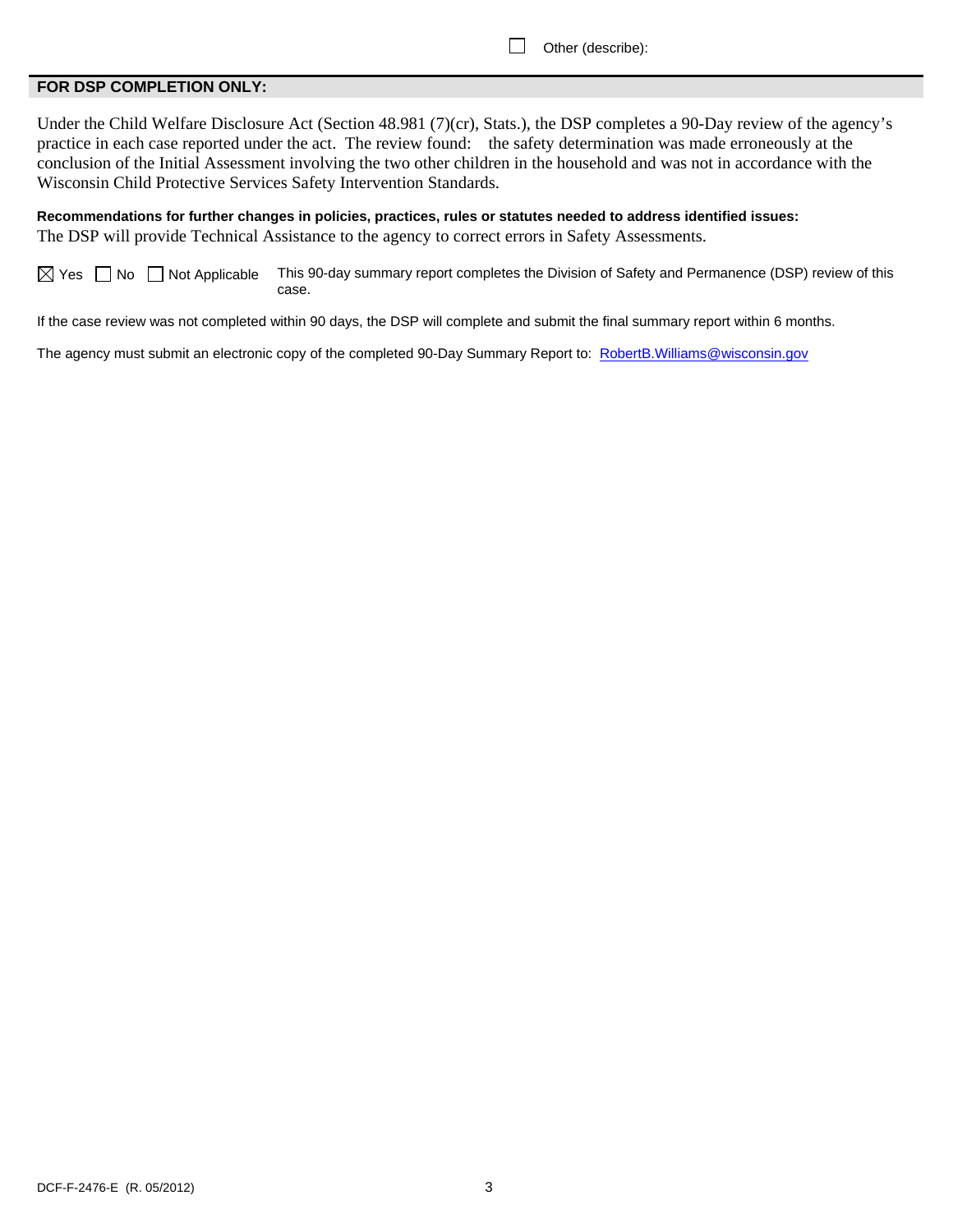☐ Other (describe):

**FOR DSP COMPLETION ONLY:**

Under the Child Welfare Disclosure Act (Section 48.981 (7)(cr), Stats.), the DSP completes a 90-Day review of the agency's practice in each case reported under the act. The review found: the safety determination was made erroneously at the conclusion of the Initial Assessment involving the two other children in the household and was not in accordance with the Wisconsin Child Protective Services Safety Intervention Standards.

**Recommendations for further changes in policies, practices, rules or statutes needed to address identified issues:**

The DSP will provide Technical Assistance to the agency to correct errors in Safety Assessments.

☒ Yes ☐ No ☐ Not Applicable This 90-day summary report completes the Division of Safety and Permanence (DSP) review of this case.

If the case review was not completed within 90 days, the DSP will complete and submit the final summary report within 6 months.

The agency must submit an electronic copy of the completed 90-Day Summary Report to: RobertB.Williams@wisconsin.gov

DCF-F-2476-E (R. 05/2012)